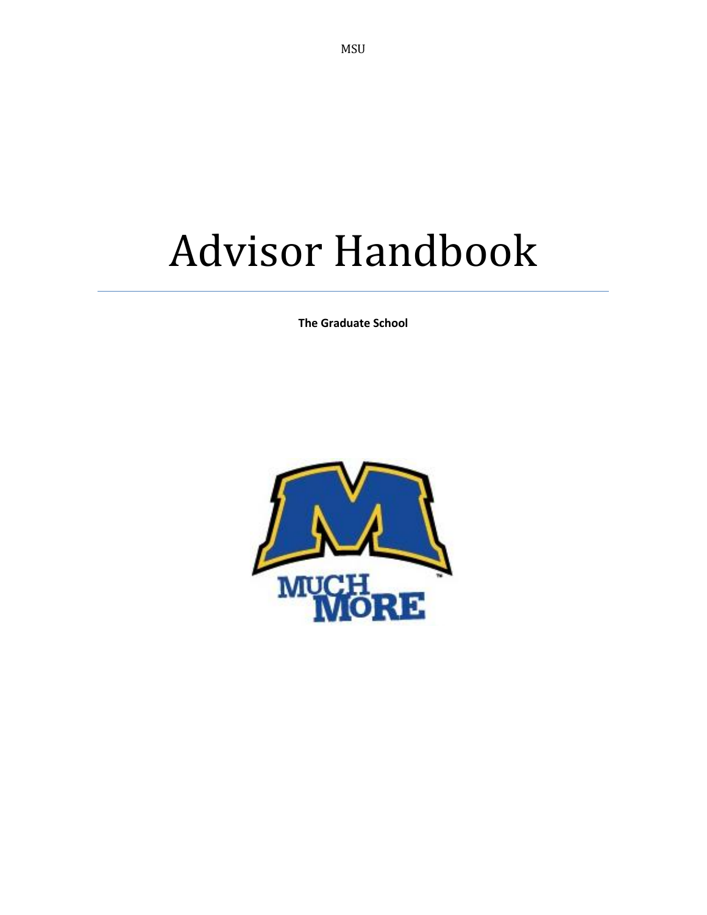# Advisor Handbook

**The Graduate School**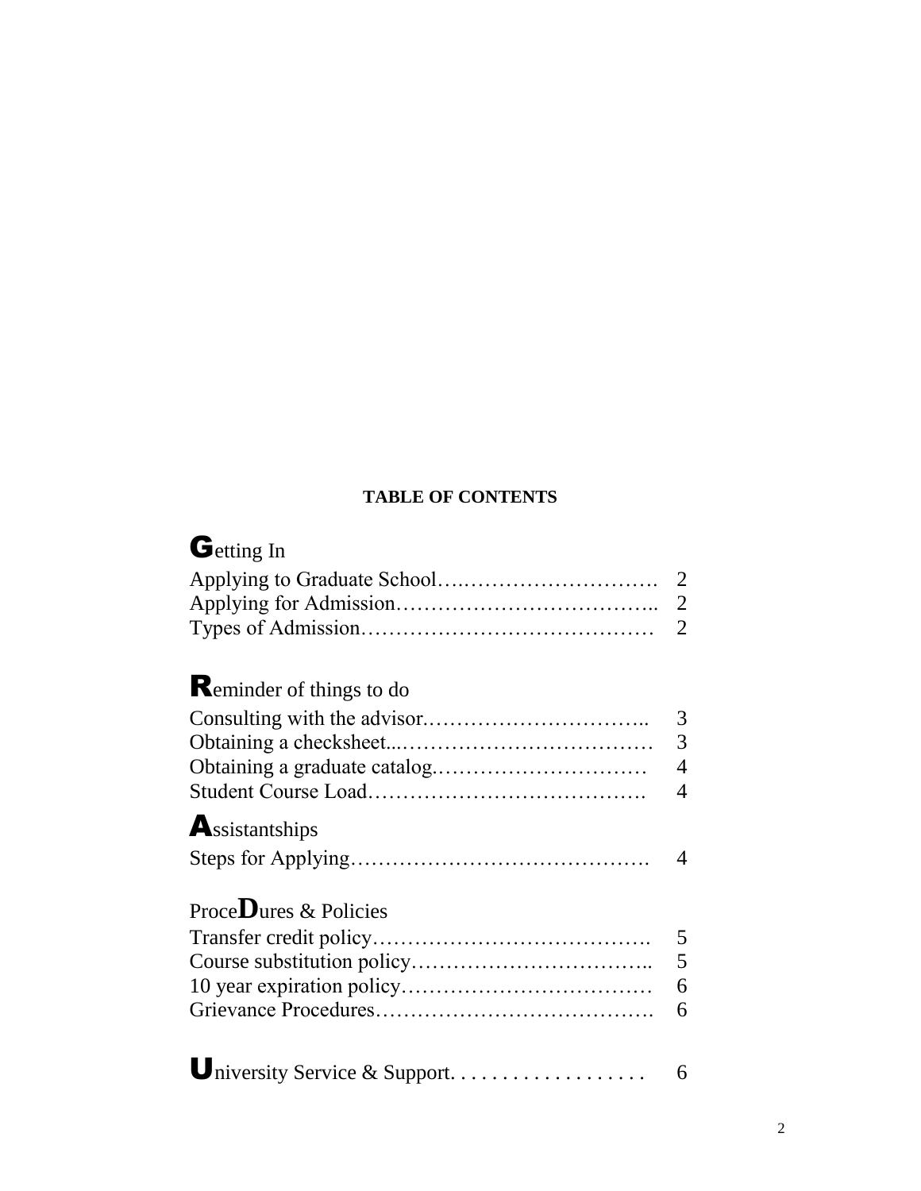**TABLE OF CONTENTS**

## Getting In

| | |
|---|---|
| Applying to Graduate School | 2 |
| Applying for Admission | 2 |
| Types of Admission | 2 |

## Reminder of things to do

| | |
|---|---|
| Consulting with the advisor | 3 |
| Obtaining a checksheet | 3 |
| Obtaining a graduate catalog | 4 |
| Student Course Load | 4 |

## Assistantships

| | |
|---|---|
| Steps for Applying | 4 |

## ProceDures & Policies

| | |
|---|---|
| Transfer credit policy | 5 |
| Course substitution policy | 5 |
| 10 year expiration policy | 6 |
| Grievance Procedures | 6 |

## University Service & Support

| | |
|---|---|
| University Service & Support | 6 |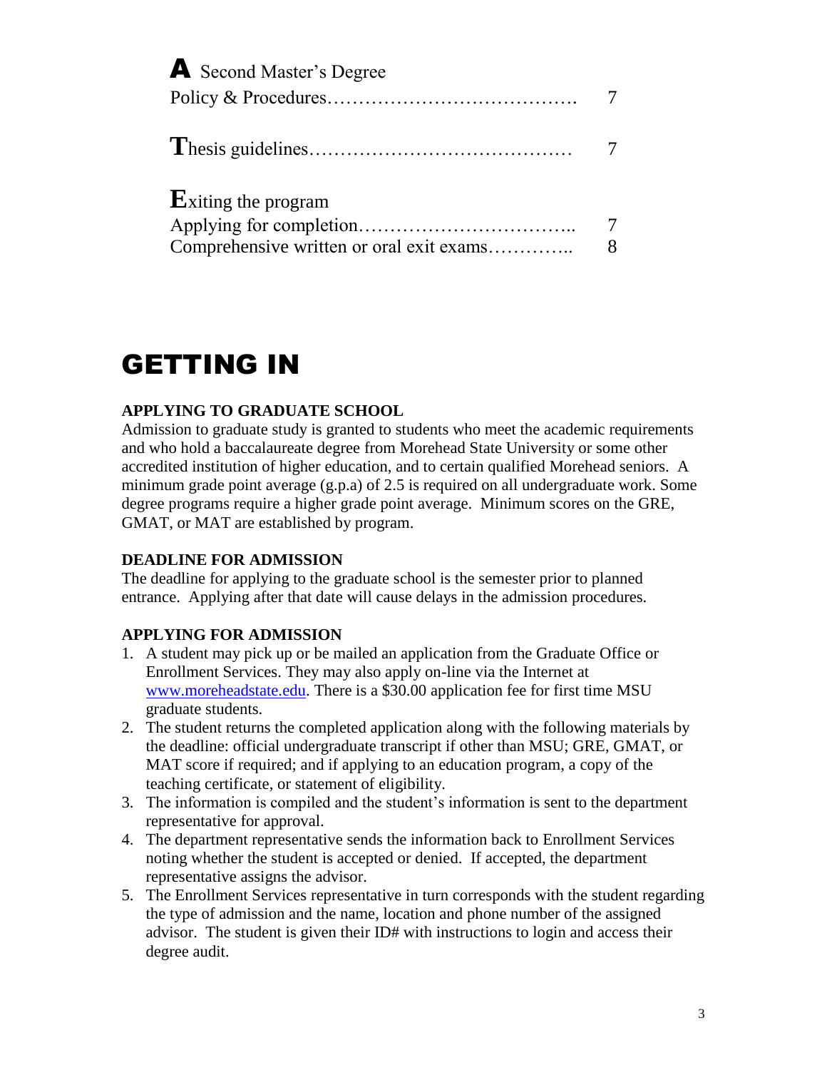**A** Second Master's Degree
Policy & Procedures………………………………… 7

**T**hesis guidelines…………………………………… 7

**E**xiting the program
Applying for completion…………………………….. 7
Comprehensive written or oral exit exams………….. 8

# GETTING IN

### APPLYING TO GRADUATE SCHOOL

Admission to graduate study is granted to students who meet the academic requirements and who hold a baccalaureate degree from Morehead State University or some other accredited institution of higher education, and to certain qualified Morehead seniors. A minimum grade point average (g.p.a) of 2.5 is required on all undergraduate work. Some degree programs require a higher grade point average. Minimum scores on the GRE, GMAT, or MAT are established by program.

### DEADLINE FOR ADMISSION

The deadline for applying to the graduate school is the semester prior to planned entrance. Applying after that date will cause delays in the admission procedures.

### APPLYING FOR ADMISSION

1. A student may pick up or be mailed an application from the Graduate Office or Enrollment Services. They may also apply on-line via the Internet at www.moreheadstate.edu. There is a $30.00 application fee for first time MSU graduate students.
2. The student returns the completed application along with the following materials by the deadline: official undergraduate transcript if other than MSU; GRE, GMAT, or MAT score if required; and if applying to an education program, a copy of the teaching certificate, or statement of eligibility.
3. The information is compiled and the student's information is sent to the department representative for approval.
4. The department representative sends the information back to Enrollment Services noting whether the student is accepted or denied. If accepted, the department representative assigns the advisor.
5. The Enrollment Services representative in turn corresponds with the student regarding the type of admission and the name, location and phone number of the assigned advisor. The student is given their ID# with instructions to login and access their degree audit.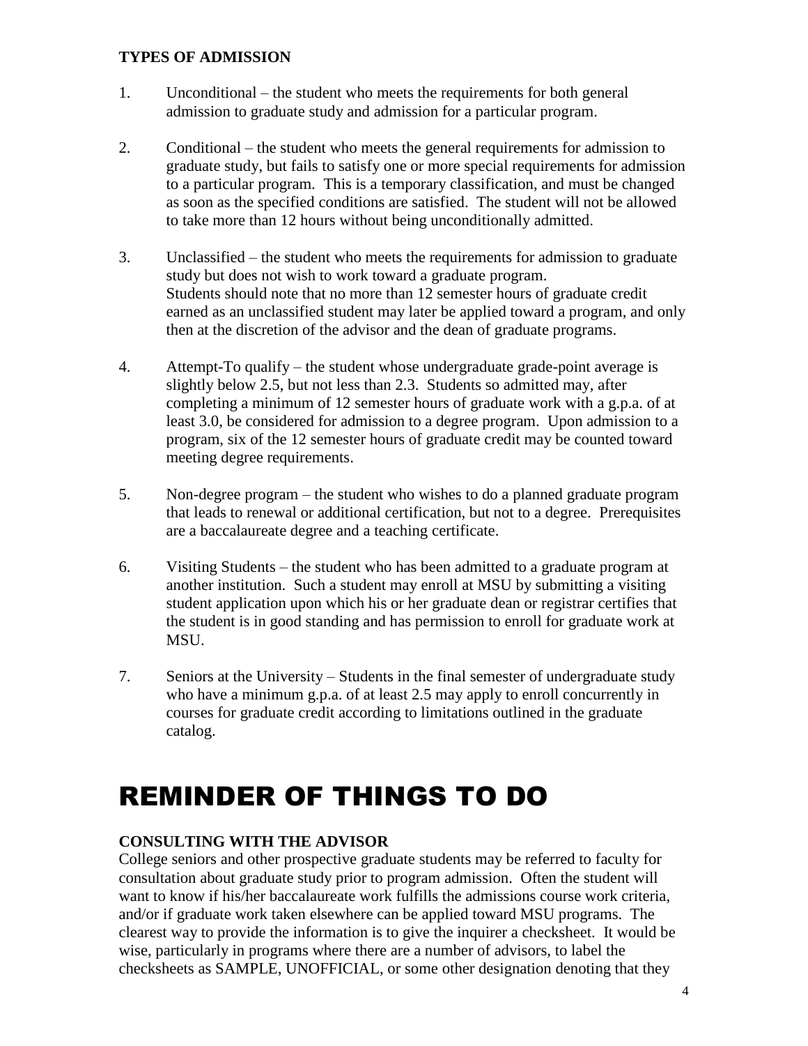**TYPES OF ADMISSION**

1. Unconditional – the student who meets the requirements for both general admission to graduate study and admission for a particular program.

2. Conditional – the student who meets the general requirements for admission to graduate study, but fails to satisfy one or more special requirements for admission to a particular program. This is a temporary classification, and must be changed as soon as the specified conditions are satisfied. The student will not be allowed to take more than 12 hours without being unconditionally admitted.

3. Unclassified – the student who meets the requirements for admission to graduate study but does not wish to work toward a graduate program.
   Students should note that no more than 12 semester hours of graduate credit earned as an unclassified student may later be applied toward a program, and only then at the discretion of the advisor and the dean of graduate programs.

4. Attempt-To qualify – the student whose undergraduate grade-point average is slightly below 2.5, but not less than 2.3. Students so admitted may, after completing a minimum of 12 semester hours of graduate work with a g.p.a. of at least 3.0, be considered for admission to a degree program. Upon admission to a program, six of the 12 semester hours of graduate credit may be counted toward meeting degree requirements.

5. Non-degree program – the student who wishes to do a planned graduate program that leads to renewal or additional certification, but not to a degree. Prerequisites are a baccalaureate degree and a teaching certificate.

6. Visiting Students – the student who has been admitted to a graduate program at another institution. Such a student may enroll at MSU by submitting a visiting student application upon which his or her graduate dean or registrar certifies that the student is in good standing and has permission to enroll for graduate work at MSU.

7. Seniors at the University – Students in the final semester of undergraduate study who have a minimum g.p.a. of at least 2.5 may apply to enroll concurrently in courses for graduate credit according to limitations outlined in the graduate catalog.

# REMINDER OF THINGS TO DO

**CONSULTING WITH THE ADVISOR**

College seniors and other prospective graduate students may be referred to faculty for consultation about graduate study prior to program admission. Often the student will want to know if his/her baccalaureate work fulfills the admissions course work criteria, and/or if graduate work taken elsewhere can be applied toward MSU programs. The clearest way to provide the information is to give the inquirer a checksheet. It would be wise, particularly in programs where there are a number of advisors, to label the checksheets as SAMPLE, UNOFFICIAL, or some other designation denoting that they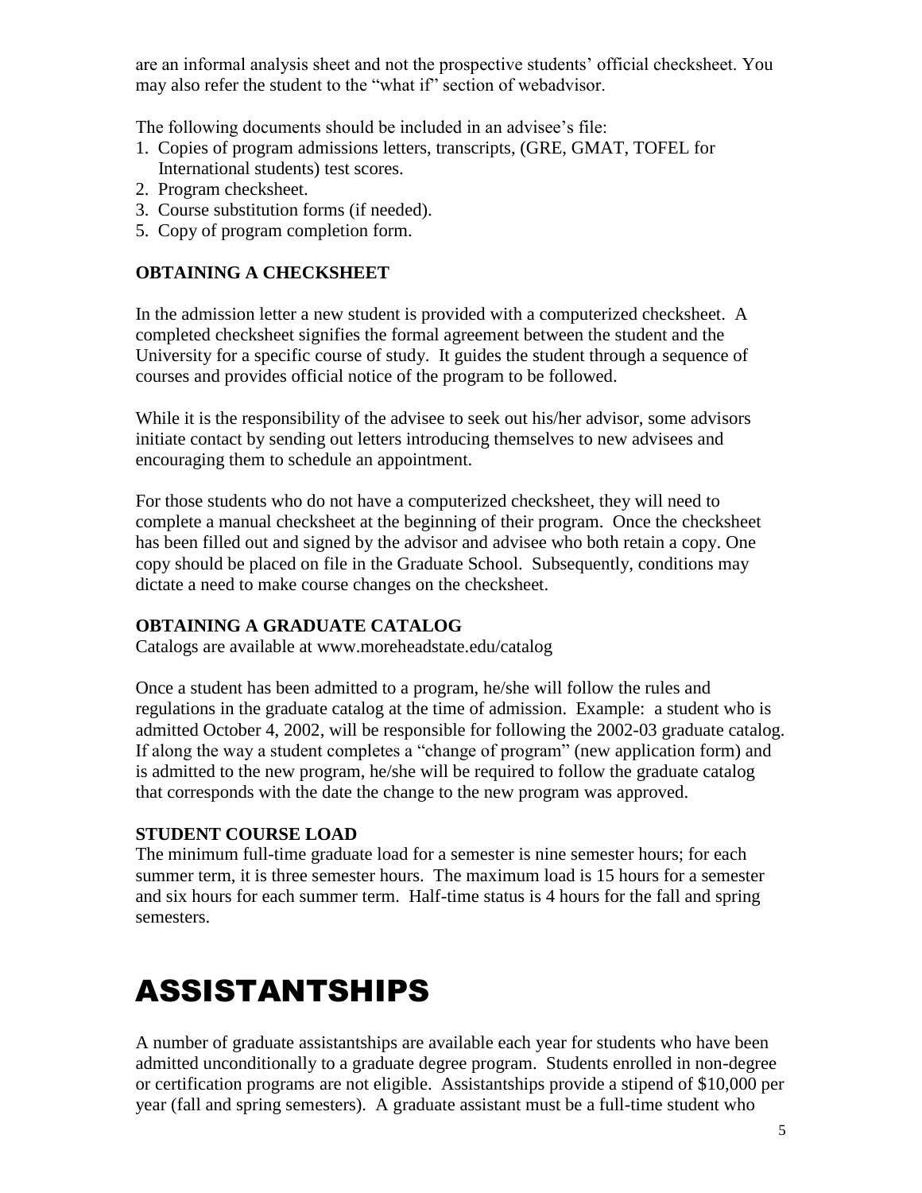are an informal analysis sheet and not the prospective students' official checksheet. You may also refer the student to the "what if" section of webadvisor.

The following documents should be included in an advisee's file:

1. Copies of program admissions letters, transcripts, (GRE, GMAT, TOFEL for International students) test scores.
2. Program checksheet.
3. Course substitution forms (if needed).
5. Copy of program completion form.

**OBTAINING A CHECKSHEET**

In the admission letter a new student is provided with a computerized checksheet. A completed checksheet signifies the formal agreement between the student and the University for a specific course of study. It guides the student through a sequence of courses and provides official notice of the program to be followed.

While it is the responsibility of the advisee to seek out his/her advisor, some advisors initiate contact by sending out letters introducing themselves to new advisees and encouraging them to schedule an appointment.

For those students who do not have a computerized checksheet, they will need to complete a manual checksheet at the beginning of their program. Once the checksheet has been filled out and signed by the advisor and advisee who both retain a copy. One copy should be placed on file in the Graduate School. Subsequently, conditions may dictate a need to make course changes on the checksheet.

**OBTAINING A GRADUATE CATALOG**

Catalogs are available at www.moreheadstate.edu/catalog

Once a student has been admitted to a program, he/she will follow the rules and regulations in the graduate catalog at the time of admission. Example: a student who is admitted October 4, 2002, will be responsible for following the 2002-03 graduate catalog. If along the way a student completes a "change of program" (new application form) and is admitted to the new program, he/she will be required to follow the graduate catalog that corresponds with the date the change to the new program was approved.

**STUDENT COURSE LOAD**

The minimum full-time graduate load for a semester is nine semester hours; for each summer term, it is three semester hours. The maximum load is 15 hours for a semester and six hours for each summer term. Half-time status is 4 hours for the fall and spring semesters.

# ASSISTANTSHIPS

A number of graduate assistantships are available each year for students who have been admitted unconditionally to a graduate degree program. Students enrolled in non-degree or certification programs are not eligible. Assistantships provide a stipend of $10,000 per year (fall and spring semesters). A graduate assistant must be a full-time student who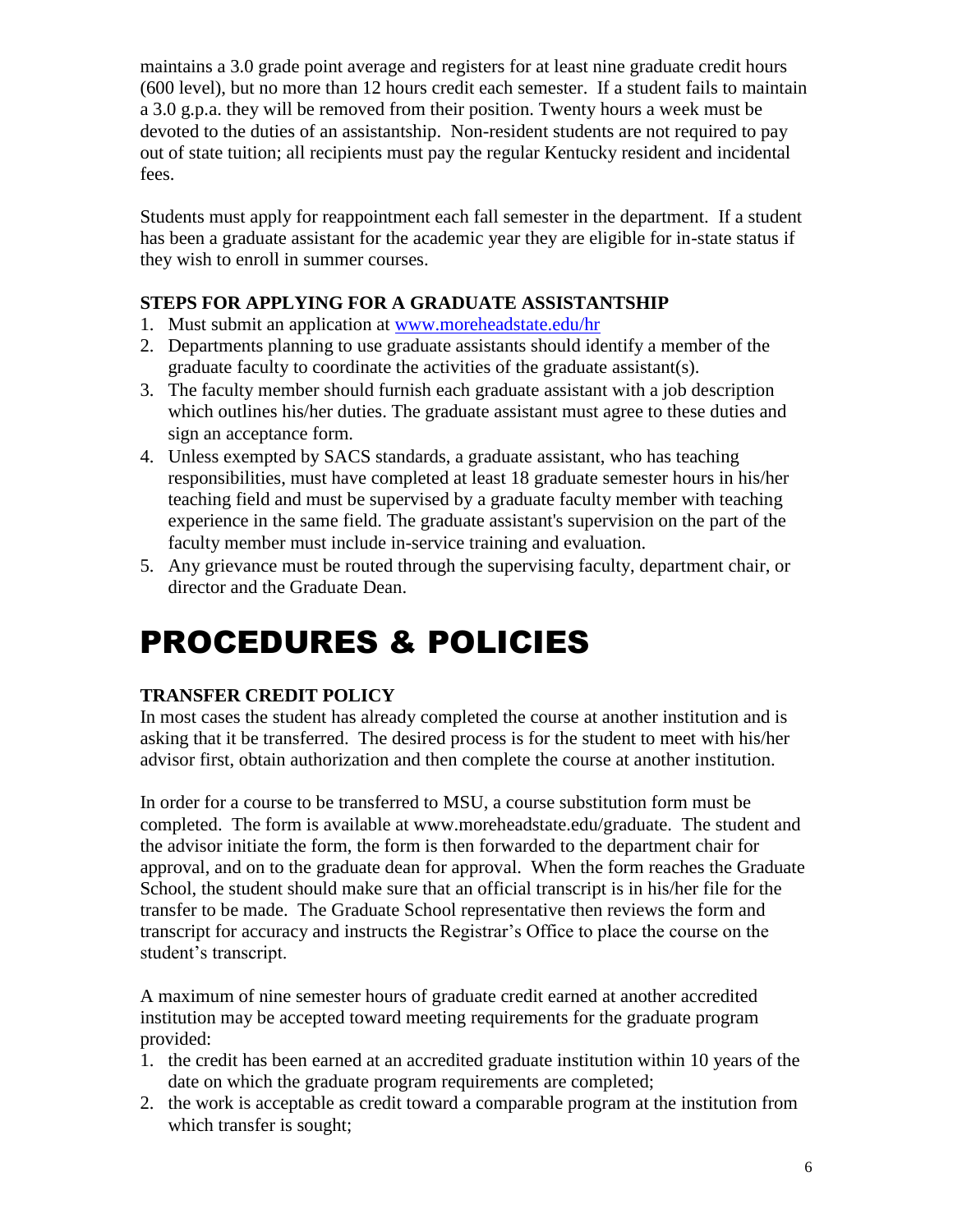maintains a 3.0 grade point average and registers for at least nine graduate credit hours (600 level), but no more than 12 hours credit each semester. If a student fails to maintain a 3.0 g.p.a. they will be removed from their position. Twenty hours a week must be devoted to the duties of an assistantship. Non-resident students are not required to pay out of state tuition; all recipients must pay the regular Kentucky resident and incidental fees.

Students must apply for reappointment each fall semester in the department. If a student has been a graduate assistant for the academic year they are eligible for in-state status if they wish to enroll in summer courses.

### STEPS FOR APPLYING FOR A GRADUATE ASSISTANTSHIP

1. Must submit an application at [www.moreheadstate.edu/hr](www.moreheadstate.edu/hr)
2. Departments planning to use graduate assistants should identify a member of the graduate faculty to coordinate the activities of the graduate assistant(s).
3. The faculty member should furnish each graduate assistant with a job description which outlines his/her duties. The graduate assistant must agree to these duties and sign an acceptance form.
4. Unless exempted by SACS standards, a graduate assistant, who has teaching responsibilities, must have completed at least 18 graduate semester hours in his/her teaching field and must be supervised by a graduate faculty member with teaching experience in the same field. The graduate assistant's supervision on the part of the faculty member must include in-service training and evaluation.
5. Any grievance must be routed through the supervising faculty, department chair, or director and the Graduate Dean.

# PROCEDURES & POLICIES

### TRANSFER CREDIT POLICY

In most cases the student has already completed the course at another institution and is asking that it be transferred. The desired process is for the student to meet with his/her advisor first, obtain authorization and then complete the course at another institution.

In order for a course to be transferred to MSU, a course substitution form must be completed. The form is available at www.moreheadstate.edu/graduate. The student and the advisor initiate the form, the form is then forwarded to the department chair for approval, and on to the graduate dean for approval. When the form reaches the Graduate School, the student should make sure that an official transcript is in his/her file for the transfer to be made. The Graduate School representative then reviews the form and transcript for accuracy and instructs the Registrar's Office to place the course on the student's transcript.

A maximum of nine semester hours of graduate credit earned at another accredited institution may be accepted toward meeting requirements for the graduate program provided:

1. the credit has been earned at an accredited graduate institution within 10 years of the date on which the graduate program requirements are completed;
2. the work is acceptable as credit toward a comparable program at the institution from which transfer is sought;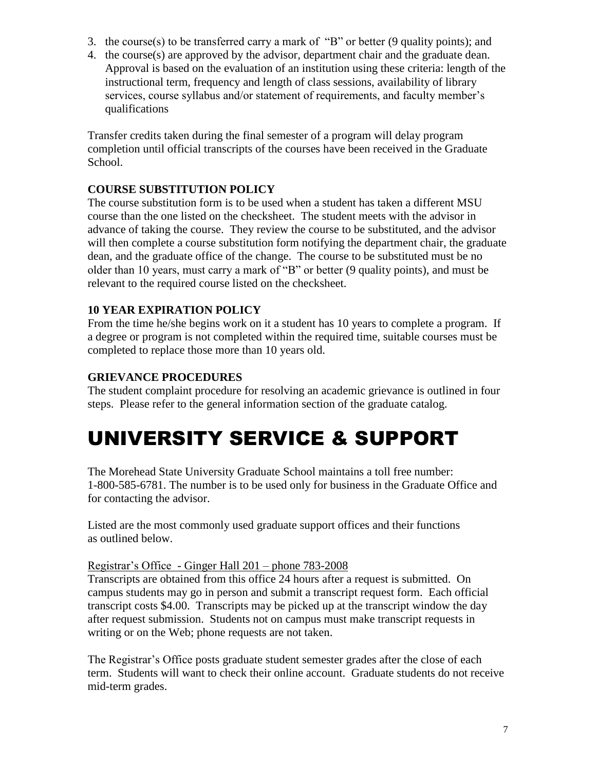3. the course(s) to be transferred carry a mark of "B" or better (9 quality points); and
4. the course(s) are approved by the advisor, department chair and the graduate dean. Approval is based on the evaluation of an institution using these criteria: length of the instructional term, frequency and length of class sessions, availability of library services, course syllabus and/or statement of requirements, and faculty member's qualifications

Transfer credits taken during the final semester of a program will delay program completion until official transcripts of the courses have been received in the Graduate School.

### COURSE SUBSTITUTION POLICY

The course substitution form is to be used when a student has taken a different MSU course than the one listed on the checksheet. The student meets with the advisor in advance of taking the course. They review the course to be substituted, and the advisor will then complete a course substitution form notifying the department chair, the graduate dean, and the graduate office of the change. The course to be substituted must be no older than 10 years, must carry a mark of "B" or better (9 quality points), and must be relevant to the required course listed on the checksheet.

### 10 YEAR EXPIRATION POLICY

From the time he/she begins work on it a student has 10 years to complete a program. If a degree or program is not completed within the required time, suitable courses must be completed to replace those more than 10 years old.

### GRIEVANCE PROCEDURES

The student complaint procedure for resolving an academic grievance is outlined in four steps. Please refer to the general information section of the graduate catalog.

# UNIVERSITY SERVICE & SUPPORT

The Morehead State University Graduate School maintains a toll free number: 1-800-585-6781. The number is to be used only for business in the Graduate Office and for contacting the advisor.

Listed are the most commonly used graduate support offices and their functions as outlined below.

<u>Registrar's Office - Ginger Hall 201 – phone 783-2008</u>

Transcripts are obtained from this office 24 hours after a request is submitted. On campus students may go in person and submit a transcript request form. Each official transcript costs $4.00. Transcripts may be picked up at the transcript window the day after request submission. Students not on campus must make transcript requests in writing or on the Web; phone requests are not taken.

The Registrar's Office posts graduate student semester grades after the close of each term. Students will want to check their online account. Graduate students do not receive mid-term grades.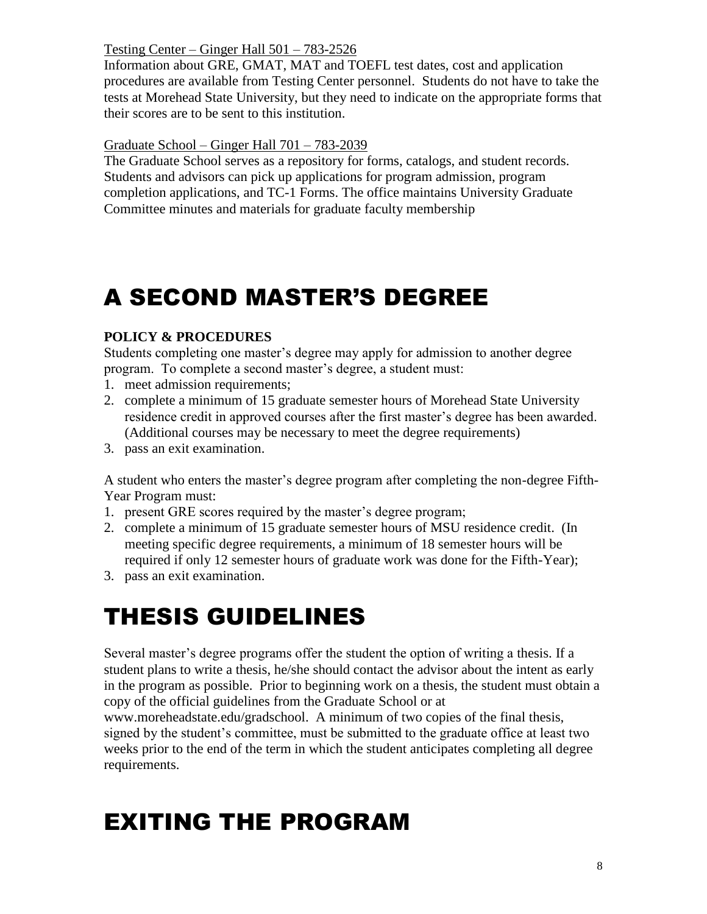Testing Center – Ginger Hall 501 – 783-2526

Information about GRE, GMAT, MAT and TOEFL test dates, cost and application procedures are available from Testing Center personnel. Students do not have to take the tests at Morehead State University, but they need to indicate on the appropriate forms that their scores are to be sent to this institution.

Graduate School – Ginger Hall 701 – 783-2039

The Graduate School serves as a repository for forms, catalogs, and student records. Students and advisors can pick up applications for program admission, program completion applications, and TC-1 Forms. The office maintains University Graduate Committee minutes and materials for graduate faculty membership

# A SECOND MASTER'S DEGREE

**POLICY & PROCEDURES**

Students completing one master's degree may apply for admission to another degree program. To complete a second master's degree, a student must:

1. meet admission requirements;
2. complete a minimum of 15 graduate semester hours of Morehead State University residence credit in approved courses after the first master's degree has been awarded. (Additional courses may be necessary to meet the degree requirements)
3. pass an exit examination.

A student who enters the master's degree program after completing the non-degree Fifth-Year Program must:

1. present GRE scores required by the master's degree program;
2. complete a minimum of 15 graduate semester hours of MSU residence credit. (In meeting specific degree requirements, a minimum of 18 semester hours will be required if only 12 semester hours of graduate work was done for the Fifth-Year);
3. pass an exit examination.

# THESIS GUIDELINES

Several master's degree programs offer the student the option of writing a thesis. If a student plans to write a thesis, he/she should contact the advisor about the intent as early in the program as possible. Prior to beginning work on a thesis, the student must obtain a copy of the official guidelines from the Graduate School or at www.moreheadstate.edu/gradschool. A minimum of two copies of the final thesis, signed by the student's committee, must be submitted to the graduate office at least two weeks prior to the end of the term in which the student anticipates completing all degree requirements.

# EXITING THE PROGRAM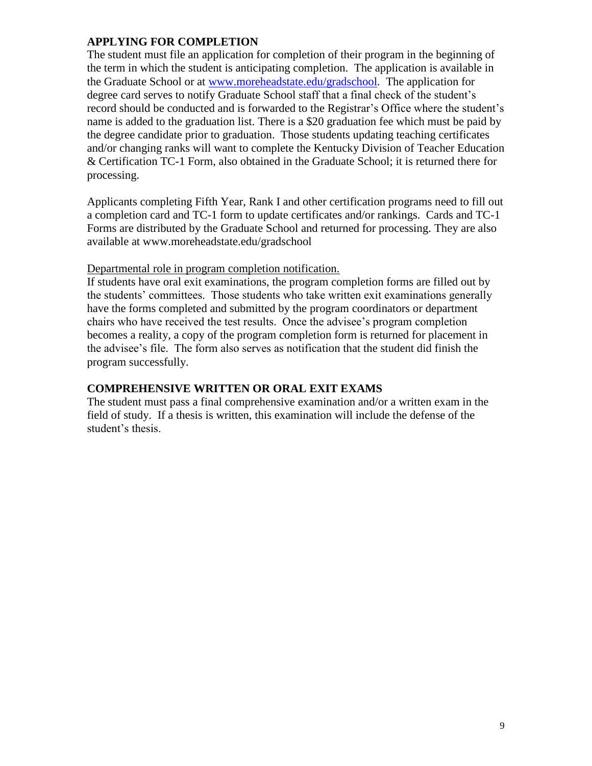## APPLYING FOR COMPLETION

The student must file an application for completion of their program in the beginning of the term in which the student is anticipating completion. The application is available in the Graduate School or at [www.moreheadstate.edu/gradschool](http://www.moreheadstate.edu/gradschool). The application for degree card serves to notify Graduate School staff that a final check of the student's record should be conducted and is forwarded to the Registrar's Office where the student's name is added to the graduation list. There is a $20 graduation fee which must be paid by the degree candidate prior to graduation. Those students updating teaching certificates and/or changing ranks will want to complete the Kentucky Division of Teacher Education & Certification TC-1 Form, also obtained in the Graduate School; it is returned there for processing.

Applicants completing Fifth Year, Rank I and other certification programs need to fill out a completion card and TC-1 form to update certificates and/or rankings. Cards and TC-1 Forms are distributed by the Graduate School and returned for processing. They are also available at www.moreheadstate.edu/gradschool

<u>Departmental role in program completion notification.</u>

If students have oral exit examinations, the program completion forms are filled out by the students' committees. Those students who take written exit examinations generally have the forms completed and submitted by the program coordinators or department chairs who have received the test results. Once the advisee's program completion becomes a reality, a copy of the program completion form is returned for placement in the advisee's file. The form also serves as notification that the student did finish the program successfully.

## COMPREHENSIVE WRITTEN OR ORAL EXIT EXAMS

The student must pass a final comprehensive examination and/or a written exam in the field of study. If a thesis is written, this examination will include the defense of the student's thesis.